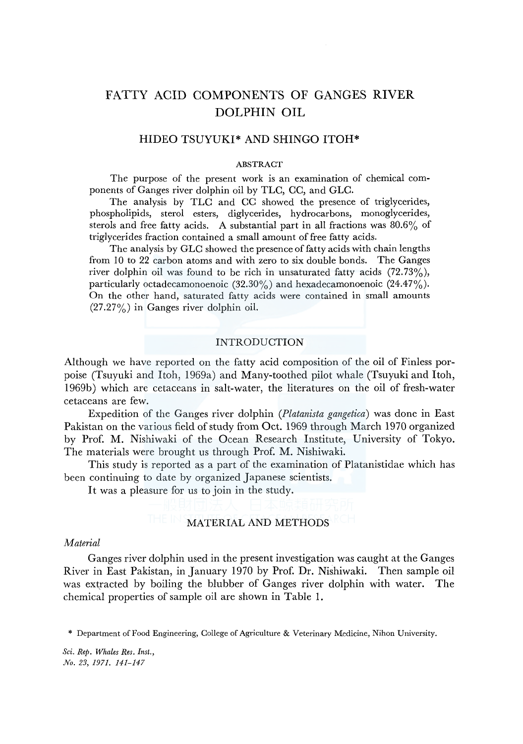# FATTY ACID COMPONENTS OF GANGES RIVER DOLPHIN OIL

## HIDEO TSUYUKI* AND SHINGO ITOH*

### ABSTRACT

The purpose of the present work is an examination of chemical components of Ganges river dolphin oil by TLC, CC, and GLC.

The analysis by TLC and CC showed the presence of triglycerides, phospholipids, sterol esters, diglycerides, hydrocarbons, monoglycerides, sterols and free fatty acids. A substantial part in all fractions was 80.6% of triglycerides fraction contained a small amount of free fatty acids.

The analysis by GLC showed the presence of fatty acids with chain lengths from 10 to 22 carbon atoms and with zero to six double bonds. The Ganges river dolphin oil was found to be rich in unsaturated fatty acids (72.73%), particularly octadecamonoenoic (32.30%) and hexadecamonoenoic (24.47%). On the other hand, saturated fatty acids were contained in small amounts (27.27%) in Ganges river dolphin oil.

## INTRODUCTION

Although we have reported on the fatty acid composition of the oil of Finless porpoise (Tsuyuki and Itoh, 1969a) and Many-toothed pilot whale (Tsuyuki and Itoh, 1969b) which are cetaceans in salt-water, the literatures on the oil of fresh-water cetaceans are few.

Expedition of the Ganges river dolphin (*Platanista gangetica*) was done in East Pakistan on the various field of study from Oct. 1969 through March 1970 organized by Prof. M. Nishiwaki of the Ocean Research Institute, University of Tokyo. The materials were brought us through Prof. M. Nishiwaki.

This study is reported as a part of the examination of Platanistidae which has been continuing to date by organized Japanese scientists.

It was a pleasure for us to join in the study.

## MATERIAL AND METHODS

### *Material*

Ganges river dolphin used in the present investigation was caught at the Ganges River in East Pakistan, in January 1970 by Prof. Dr. Nishiwaki. Then sample oil was extracted by boiling the blubber of Ganges river dolphin with water. The chemical properties of sample oil are shown in Table 1.

\* Department of Food Engineering, College of Agriculture & Veterinary Medicine, Nihon University.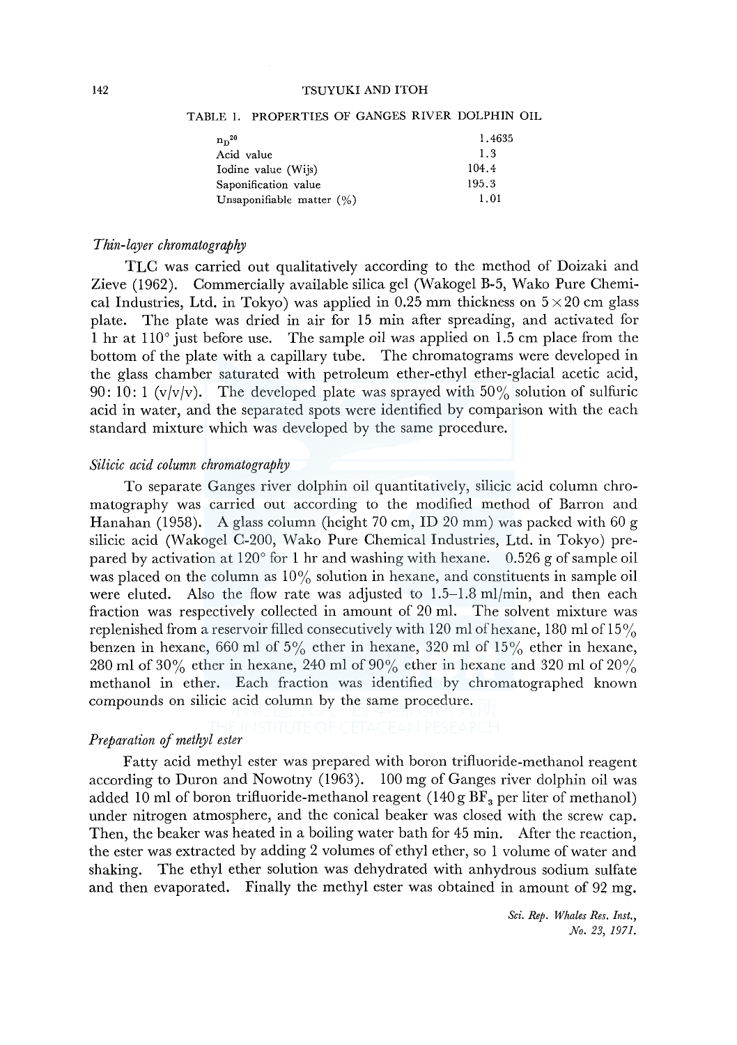TABLE 1. PROPERTIES OF GANGES RIVER DOLPHIN OIL

| | |
|---|---|
| $n_D^{20}$ | 1.4635 |
| Acid value | 1.3 |
| Iodine value (Wijs) | 104.4 |
| Saponification value | 195.3 |
| Unsaponifiable matter (%) | 1.01 |

### *Thin-layer chromatography*

TLC was carried out qualitatively according to the method of Doizaki and Zieve (1962). Commercially available silica gel (Wakogel B-5, Wako Pure Chemical Industries, Ltd. in Tokyo) was applied in 0.25 mm thickness on 5 × 20 cm glass plate. The plate was dried in air for 15 min after spreading, and activated for 1 hr at 110° just before use. The sample oil was applied on 1.5 cm place from the bottom of the plate with a capillary tube. The chromatograms were developed in the glass chamber saturated with petroleum ether-ethyl ether-glacial acetic acid, 90: 10: 1 (v/v/v). The developed plate was sprayed with 50% solution of sulfuric acid in water, and the separated spots were identified by comparison with the each standard mixture which was developed by the same procedure.

### *Silicic acid column chromatography*

To separate Ganges river dolphin oil quantitatively, silicic acid column chromatography was carried out according to the modified method of Barron and Hanahan (1958). A glass column (height 70 cm, ID 20 mm) was packed with 60 g silicic acid (Wakogel C-200, Wako Pure Chemical Industries, Ltd. in Tokyo) prepared by activation at 120° for 1 hr and washing with hexane. 0.526 g of sample oil was placed on the column as 10% solution in hexane, and constituents in sample oil were eluted. Also the flow rate was adjusted to 1.5–1.8 ml/min, and then each fraction was respectively collected in amount of 20 ml. The solvent mixture was replenished from a reservoir filled consecutively with 120 ml of hexane, 180 ml of 15% benzen in hexane, 660 ml of 5% ether in hexane, 320 ml of 15% ether in hexane, 280 ml of 30% ether in hexane, 240 ml of 90% ether in hexane and 320 ml of 20% methanol in ether. Each fraction was identified by chromatographed known compounds on silicic acid column by the same procedure.

### *Preparation of methyl ester*

Fatty acid methyl ester was prepared with boron trifluoride-methanol reagent according to Duron and Nowotny (1963). 100 mg of Ganges river dolphin oil was added 10 ml of boron trifluoride-methanol reagent (140 g $BF_3$ per liter of methanol) under nitrogen atmosphere, and the conical beaker was closed with the screw cap. Then, the beaker was heated in a boiling water bath for 45 min. After the reaction, the ester was extracted by adding 2 volumes of ethyl ether, so 1 volume of water and shaking. The ethyl ether solution was dehydrated with anhydrous sodium sulfate and then evaporated. Finally the methyl ester was obtained in amount of 92 mg.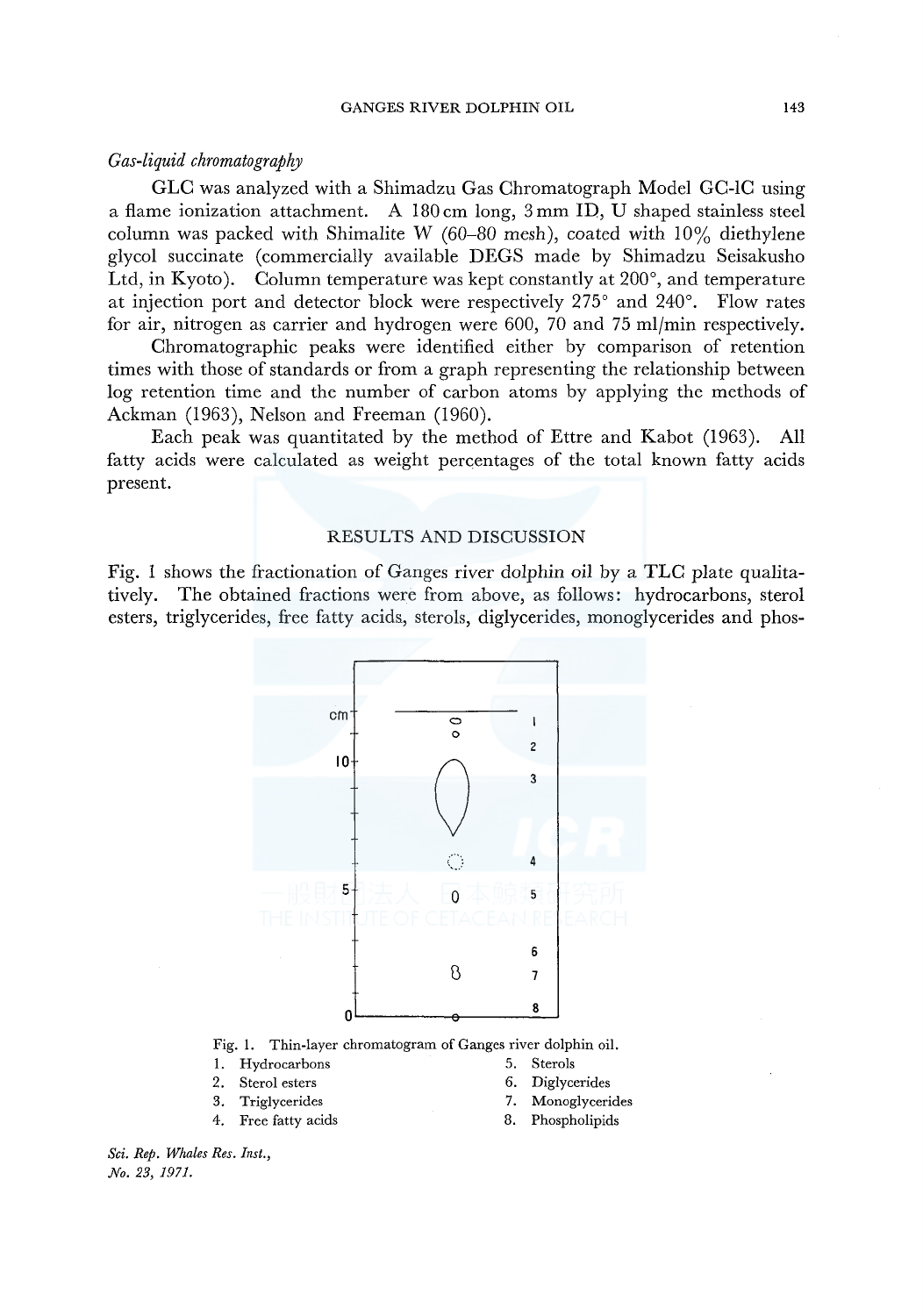*Gas-liquid chromatography*

GLC was analyzed with a Shimadzu Gas Chromatograph Model GC-1C using a flame ionization attachment. A 180 cm long, 3 mm ID, U shaped stainless steel column was packed with Shimalite W (60–80 mesh), coated with 10% diethylene glycol succinate (commercially available DEGS made by Shimadzu Seisakusho Ltd, in Kyoto). Column temperature was kept constantly at 200°, and temperature at injection port and detector block were respectively 275° and 240°. Flow rates for air, nitrogen as carrier and hydrogen were 600, 70 and 75 ml/min respectively.

Chromatographic peaks were identified either by comparison of retention times with those of standards or from a graph representing the relationship between log retention time and the number of carbon atoms by applying the methods of Ackman (1963), Nelson and Freeman (1960).

Each peak was quantitated by the method of Ettre and Kabot (1963). All fatty acids were calculated as weight percentages of the total known fatty acids present.

## RESULTS AND DISCUSSION

Fig. 1 shows the fractionation of Ganges river dolphin oil by a TLC plate qualitatively. The obtained fractions were from above, as follows: hydrocarbons, sterol esters, triglycerides, free fatty acids, sterols, diglycerides, monoglycerides and phos-

Fig. 1. Thin-layer chromatogram of Ganges river dolphin oil.

1. Hydrocarbons
2. Sterol esters
3. Triglycerides
4. Free fatty acids
5. Sterols
6. Diglycerides
7. Monoglycerides
8. Phospholipids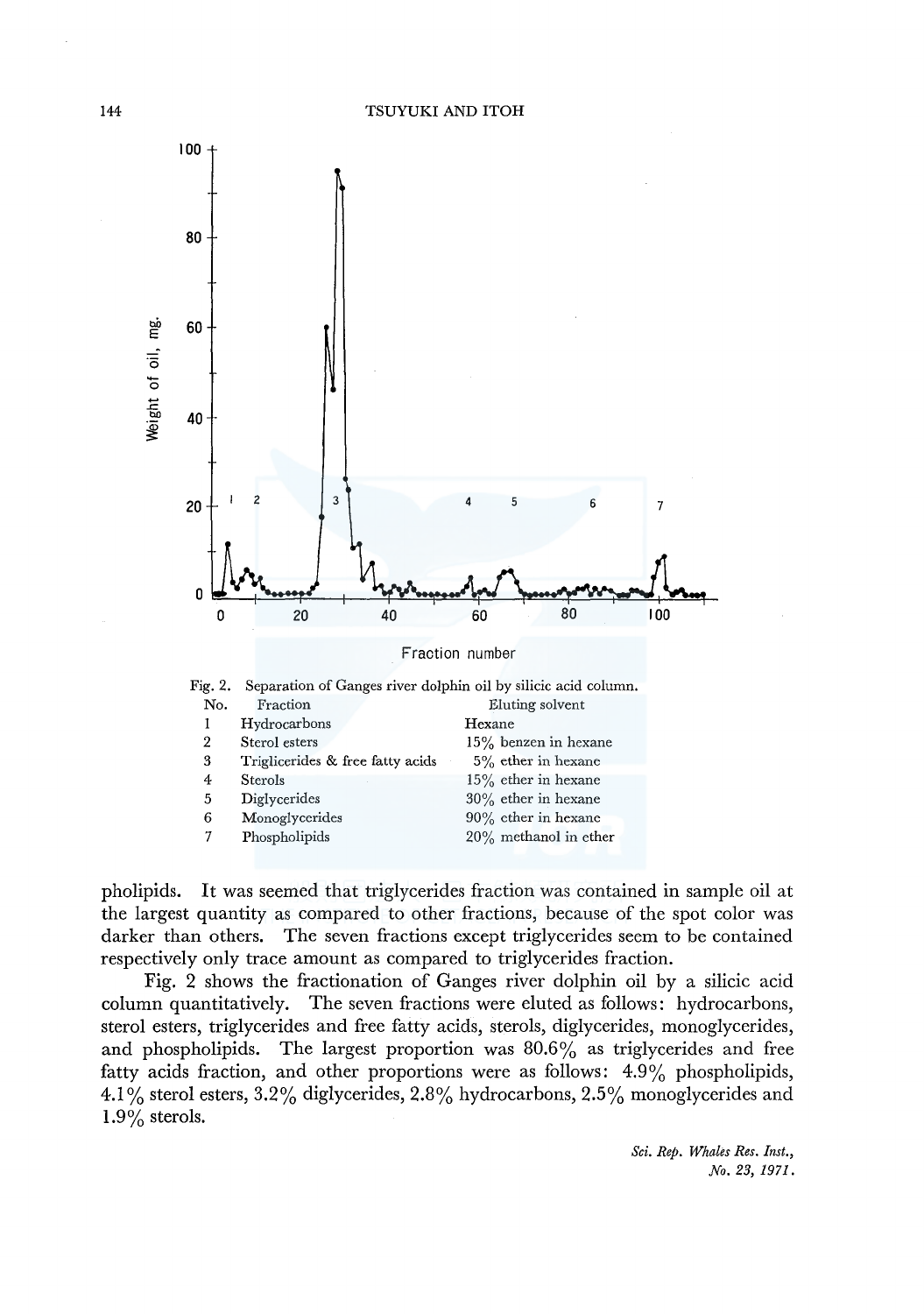Fig. 2. Separation of Ganges river dolphin oil by silicic acid column.

| No. | Fraction | Eluting solvent |
|---|---|---|
| 1 | Hydrocarbons | Hexane |
| 2 | Sterol esters | 15% benzen in hexane |
| 3 | Triglicerides & free fatty acids | 5% ether in hexane |
| 4 | Sterols | 15% ether in hexane |
| 5 | Diglycerides | 30% ether in hexane |
| 6 | Monoglycerides | 90% ether in hexane |
| 7 | Phospholipids | 20% methanol in ether |

pholipids. It was seemed that triglycerides fraction was contained in sample oil at the largest quantity as compared to other fractions, because of the spot color was darker than others. The seven fractions except triglycerides seem to be contained respectively only trace amount as compared to triglycerides fraction.

Fig. 2 shows the fractionation of Ganges river dolphin oil by a silicic acid column quantitatively. The seven fractions were eluted as follows: hydrocarbons, sterol esters, triglycerides and free fatty acids, sterols, diglycerides, monoglycerides, and phospholipids. The largest proportion was 80.6% as triglycerides and free fatty acids fraction, and other proportions were as follows: 4.9% phospholipids, 4.1% sterol esters, 3.2% diglycerides, 2.8% hydrocarbons, 2.5% monoglycerides and 1.9% sterols.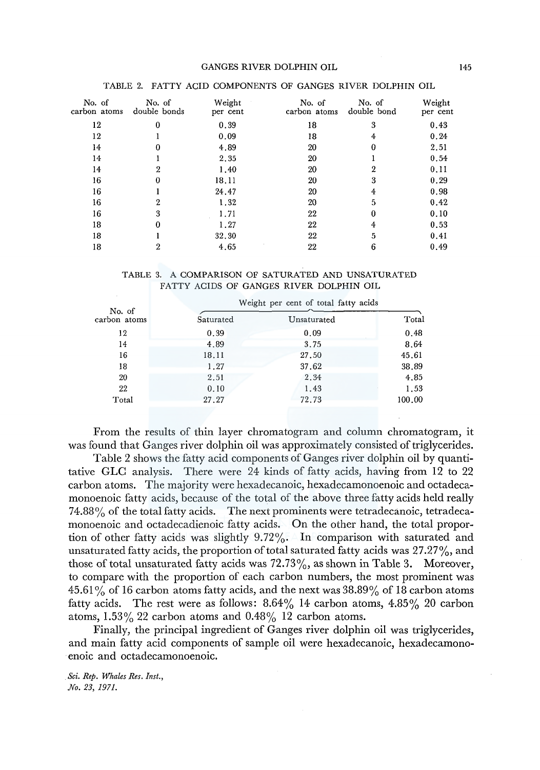TABLE 2. FATTY ACID COMPONENTS OF GANGES RIVER DOLPHIN OIL

| No. of carbon atoms | No. of double bonds | Weight per cent | No. of carbon atoms | No. of double bond | Weight per cent |
|---|---|---|---|---|---|
| 12 | 0 | 0.39 | 18 | 3 | 0.43 |
| 12 | 1 | 0.09 | 18 | 4 | 0.24 |
| 14 | 0 | 4.89 | 20 | 0 | 2.51 |
| 14 | 1 | 2.35 | 20 | 1 | 0.54 |
| 14 | 2 | 1.40 | 20 | 2 | 0.11 |
| 16 | 0 | 18.11 | 20 | 3 | 0.29 |
| 16 | 1 | 24.47 | 20 | 4 | 0.98 |
| 16 | 2 | 1.32 | 20 | 5 | 0.42 |
| 16 | 3 | 1.71 | 22 | 0 | 0.10 |
| 18 | 0 | 1.27 | 22 | 4 | 0.53 |
| 18 | 1 | 32.30 | 22 | 5 | 0.41 |
| 18 | 2 | 4.65 | 22 | 6 | 0.49 |

TABLE 3. A COMPARISON OF SATURATED AND UNSATURATED FATTY ACIDS OF GANGES RIVER DOLPHIN OIL

| No. of carbon atoms | Weight per cent of total fatty acids | | |
|---|---|---|---|
| | Saturated | Unsaturated | Total |
| 12 | 0.39 | 0.09 | 0.48 |
| 14 | 4.89 | 3.75 | 8.64 |
| 16 | 18.11 | 27.50 | 45.61 |
| 18 | 1.27 | 37.62 | 38.89 |
| 20 | 2.51 | 2.34 | 4.85 |
| 22 | 0.10 | 1.43 | 1.53 |
| Total | 27.27 | 72.73 | 100.00 |

From the results of thin layer chromatogram and column chromatogram, it was found that Ganges river dolphin oil was approximately consisted of triglycerides.

Table 2 shows the fatty acid components of Ganges river dolphin oil by quantitative GLC analysis. There were 24 kinds of fatty acids, having from 12 to 22 carbon atoms. The majority were hexadecanoic, hexadecamonoenoic and octadecamonoenoic fatty acids, because of the total of the above three fatty acids held really 74.88% of the total fatty acids. The next prominents were tetradecanoic, tetradecamonoenoic and octadecadienoic fatty acids. On the other hand, the total proportion of other fatty acids was slightly 9.72%. In comparison with saturated and unsaturated fatty acids, the proportion of total saturated fatty acids was 27.27%, and those of total unsaturated fatty acids was 72.73%, as shown in Table 3. Moreover, to compare with the proportion of each carbon numbers, the most prominent was 45.61% of 16 carbon atoms fatty acids, and the next was 38.89% of 18 carbon atoms fatty acids. The rest were as follows: 8.64% 14 carbon atoms, 4.85% 20 carbon atoms, 1.53% 22 carbon atoms and 0.48% 12 carbon atoms.

Finally, the principal ingredient of Ganges river dolphin oil was triglycerides, and main fatty acid components of sample oil were hexadecanoic, hexadecamonoenoic and octadecamonoenoic.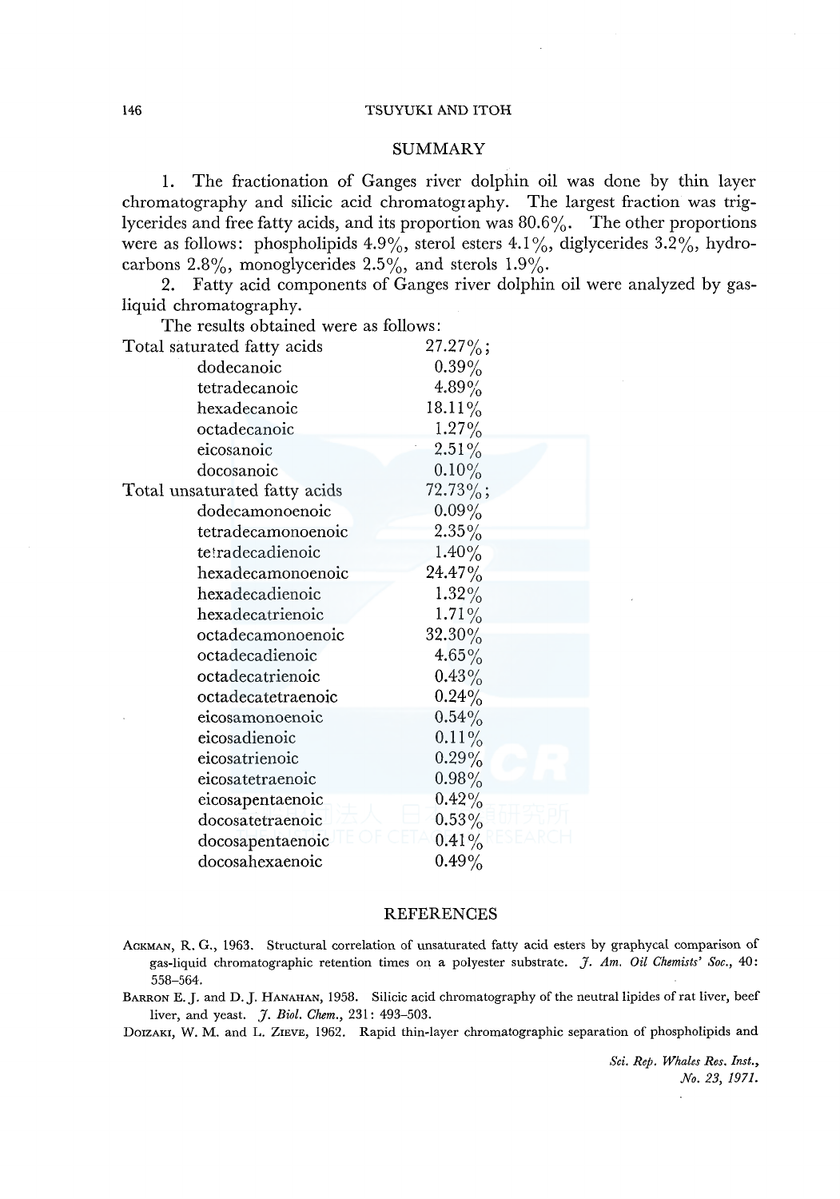## SUMMARY

1. The fractionation of Ganges river dolphin oil was done by thin layer chromatography and silicic acid chromatography. The largest fraction was triglycerides and free fatty acids, and its proportion was 80.6%. The other proportions were as follows: phospholipids 4.9%, sterol esters 4.1%, diglycerides 3.2%, hydrocarbons 2.8%, monoglycerides 2.5%, and sterols 1.9%.

2. Fatty acid components of Ganges river dolphin oil were analyzed by gas-liquid chromatography.

The results obtained were as follows:

| | |
|---|---|
| Total saturated fatty acids | 27.27%; |
| dodecanoic | 0.39% |
| tetradecanoic | 4.89% |
| hexadecanoic | 18.11% |
| octadecanoic | 1.27% |
| eicosanoic | 2.51% |
| docosanoic | 0.10% |
| Total unsaturated fatty acids | 72.73%; |
| dodecamonoenoic | 0.09% |
| tetradecamonoenoic | 2.35% |
| tetradecadienoic | 1.40% |
| hexadecamonoenoic | 24.47% |
| hexadecadienoic | 1.32% |
| hexadecatrienoic | 1.71% |
| octadecamonoenoic | 32.30% |
| octadecadienoic | 4.65% |
| octadecatrienoic | 0.43% |
| octadecatetraenoic | 0.24% |
| eicosamonoenoic | 0.54% |
| eicosadienoic | 0.11% |
| eicosatrienoic | 0.29% |
| eicosatetraenoic | 0.98% |
| eicosapentaenoic | 0.42% |
| docosatetraenoic | 0.53% |
| docosapentaenoic | 0.41% |
| docosahexaenoic | 0.49% |

## REFERENCES

Ackman, R. G., 1963. Structural correlation of unsaturated fatty acid esters by graphycal comparison of gas-liquid chromatographic retention times on a polyester substrate. *J. Am. Oil Chemists' Soc.*, 40: 558–564.

Barron E. J. and D. J. Hanahan, 1958. Silicic acid chromatography of the neutral lipides of rat liver, beef liver, and yeast. *J. Biol. Chem.*, 231: 493–503.

Doizaki, W. M. and L. Zieve, 1962. Rapid thin-layer chromatographic separation of phospholipids and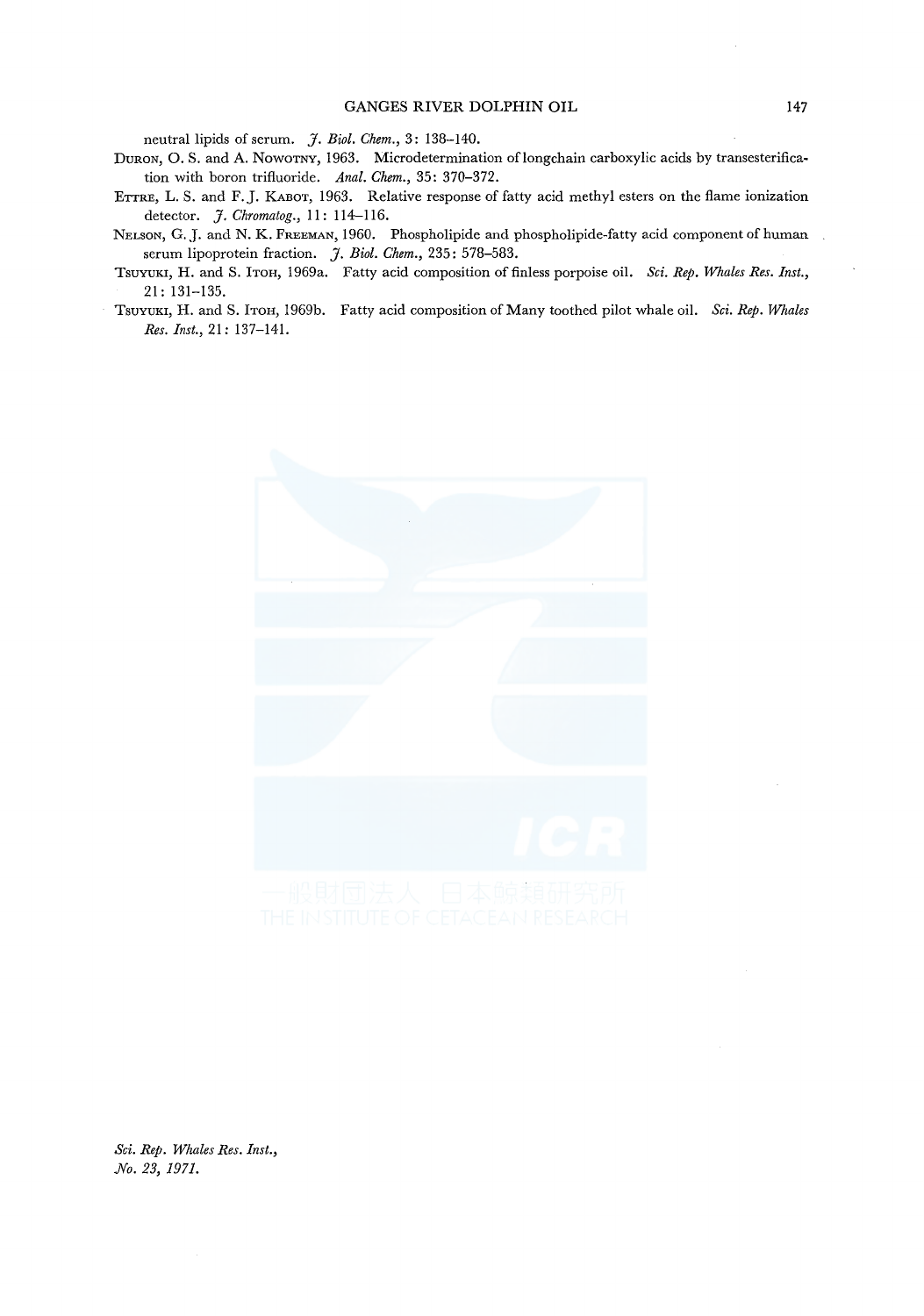neutral lipids of serum. *J. Biol. Chem.*, 3: 138–140.

Duron, O. S. and A. Nowotny, 1963. Microdetermination of longchain carboxylic acids by transesterification with boron trifluoride. *Anal. Chem.*, 35: 370–372.

Ettre, L. S. and F. J. Kabot, 1963. Relative response of fatty acid methyl esters on the flame ionization detector. *J. Chromatog.*, 11: 114–116.

Nelson, G. J. and N. K. Freeman, 1960. Phospholipide and phospholipide-fatty acid component of human serum lipoprotein fraction. *J. Biol. Chem.*, 235: 578–583.

Tsuyuki, H. and S. Itoh, 1969a. Fatty acid composition of finless porpoise oil. *Sci. Rep. Whales Res. Inst.*, 21: 131–135.

Tsuyuki, H. and S. Itoh, 1969b. Fatty acid composition of Many toothed pilot whale oil. *Sci. Rep. Whales Res. Inst.*, 21: 137–141.